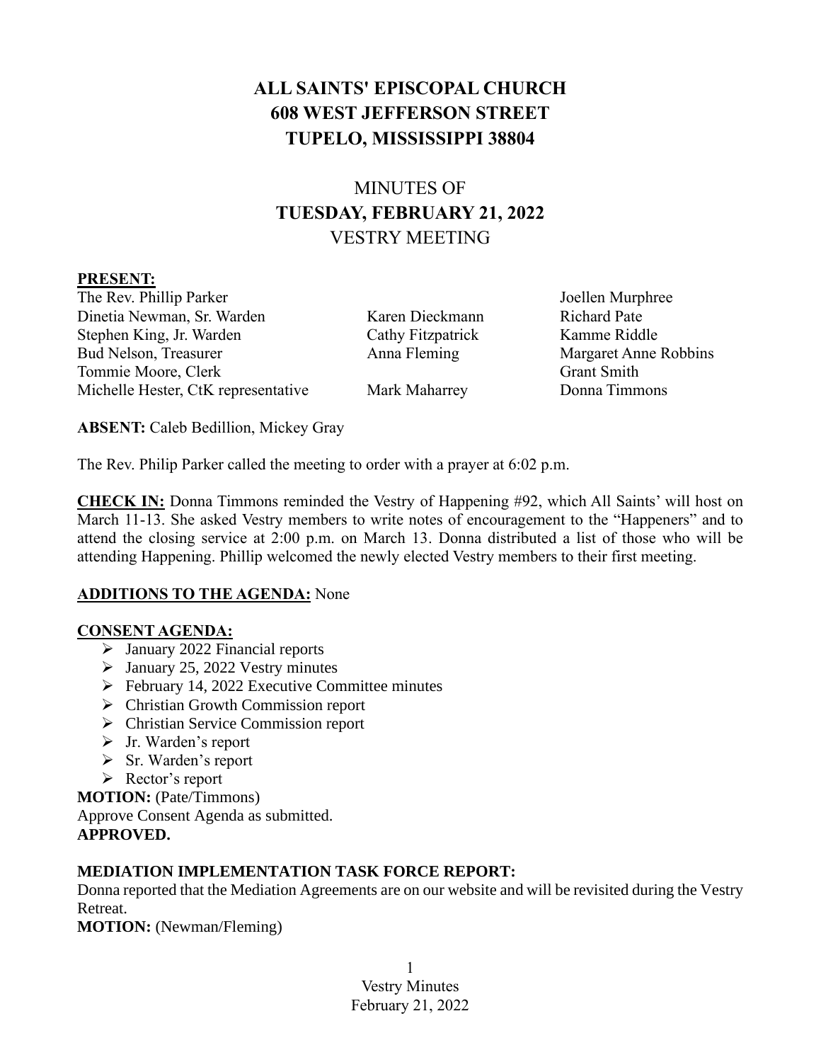# ALL SAINTS' EPISCOPAL CHURCH
# 608 WEST JEFFERSON STREET
# TUPELO, MISSISSIPPI 38804

## MINUTES OF
## TUESDAY, FEBRUARY 21, 2022
## VESTRY MEETING

**PRESENT:**

| | | |
|---|---|---|
| The Rev. Phillip Parker | | Joellen Murphree |
| Dinetia Newman, Sr. Warden | Karen Dieckmann | Richard Pate |
| Stephen King, Jr. Warden | Cathy Fitzpatrick | Kamme Riddle |
| Bud Nelson, Treasurer | Anna Fleming | Margaret Anne Robbins |
| Tommie Moore, Clerk | | Grant Smith |
| Michelle Hester, CtK representative | Mark Maharrey | Donna Timmons |

**ABSENT:** Caleb Bedillion, Mickey Gray

The Rev. Philip Parker called the meeting to order with a prayer at 6:02 p.m.

**CHECK IN:** Donna Timmons reminded the Vestry of Happening #92, which All Saints' will host on March 11-13. She asked Vestry members to write notes of encouragement to the "Happeners" and to attend the closing service at 2:00 p.m. on March 13. Donna distributed a list of those who will be attending Happening. Phillip welcomed the newly elected Vestry members to their first meeting.

**ADDITIONS TO THE AGENDA:** None

**CONSENT AGENDA:**

- January 2022 Financial reports
- January 25, 2022 Vestry minutes
- February 14, 2022 Executive Committee minutes
- Christian Growth Commission report
- Christian Service Commission report
- Jr. Warden's report
- Sr. Warden's report
- Rector's report

**MOTION:** (Pate/Timmons)
Approve Consent Agenda as submitted.
**APPROVED.**

**MEDIATION IMPLEMENTATION TASK FORCE REPORT:**
Donna reported that the Mediation Agreements are on our website and will be revisited during the Vestry Retreat.
**MOTION:** (Newman/Fleming)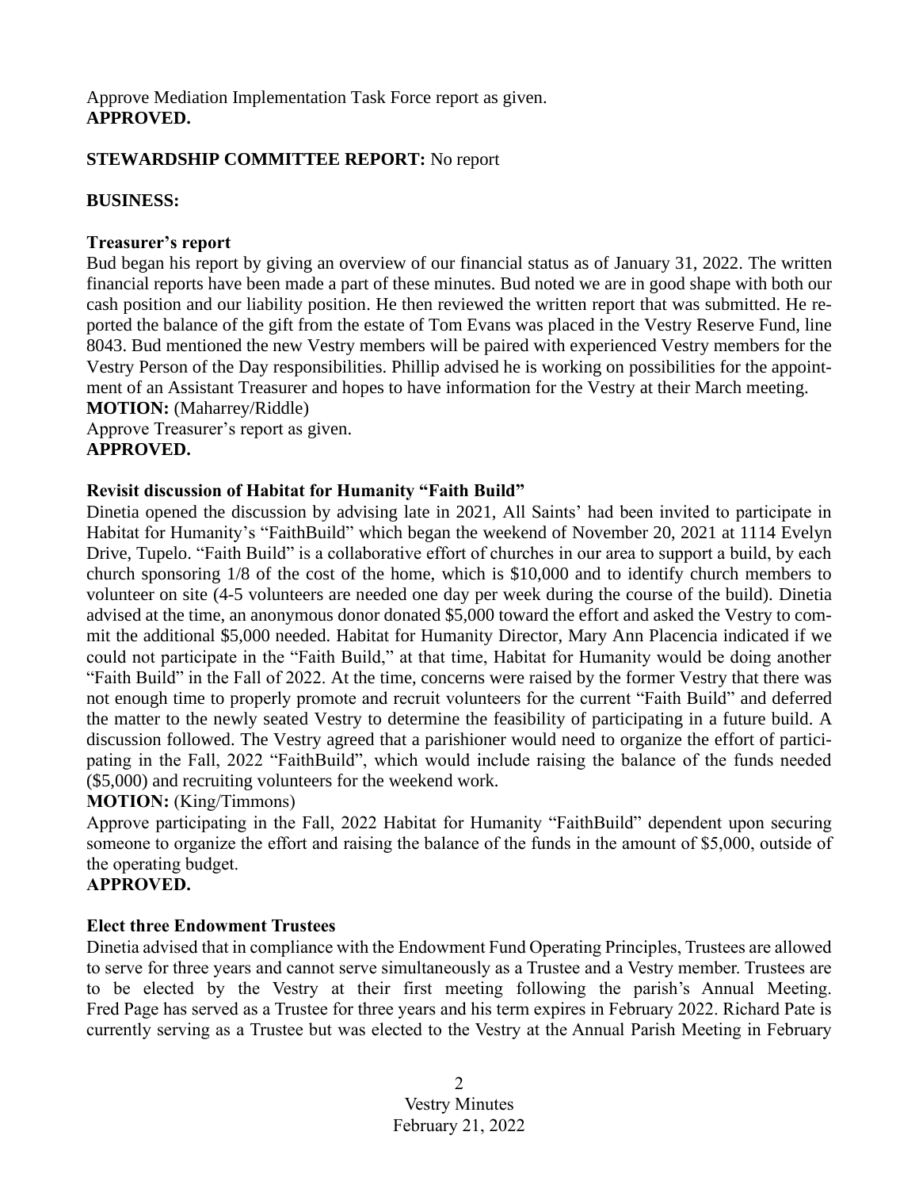Approve Mediation Implementation Task Force report as given.
**APPROVED.**

**STEWARDSHIP COMMITTEE REPORT:** No report

**BUSINESS:**

**Treasurer's report**

Bud began his report by giving an overview of our financial status as of January 31, 2022. The written financial reports have been made a part of these minutes. Bud noted we are in good shape with both our cash position and our liability position. He then reviewed the written report that was submitted. He reported the balance of the gift from the estate of Tom Evans was placed in the Vestry Reserve Fund, line 8043. Bud mentioned the new Vestry members will be paired with experienced Vestry members for the Vestry Person of the Day responsibilities. Phillip advised he is working on possibilities for the appointment of an Assistant Treasurer and hopes to have information for the Vestry at their March meeting.

**MOTION:** (Maharrey/Riddle)
Approve Treasurer's report as given.
**APPROVED.**

**Revisit discussion of Habitat for Humanity "Faith Build"**

Dinetia opened the discussion by advising late in 2021, All Saints' had been invited to participate in Habitat for Humanity's "FaithBuild" which began the weekend of November 20, 2021 at 1114 Evelyn Drive, Tupelo. "Faith Build" is a collaborative effort of churches in our area to support a build, by each church sponsoring 1/8 of the cost of the home, which is $10,000 and to identify church members to volunteer on site (4-5 volunteers are needed one day per week during the course of the build). Dinetia advised at the time, an anonymous donor donated $5,000 toward the effort and asked the Vestry to commit the additional $5,000 needed. Habitat for Humanity Director, Mary Ann Placencia indicated if we could not participate in the "Faith Build," at that time, Habitat for Humanity would be doing another "Faith Build" in the Fall of 2022. At the time, concerns were raised by the former Vestry that there was not enough time to properly promote and recruit volunteers for the current "Faith Build" and deferred the matter to the newly seated Vestry to determine the feasibility of participating in a future build. A discussion followed. The Vestry agreed that a parishioner would need to organize the effort of participating in the Fall, 2022 "FaithBuild", which would include raising the balance of the funds needed ($5,000) and recruiting volunteers for the weekend work.

**MOTION:** (King/Timmons)
Approve participating in the Fall, 2022 Habitat for Humanity "FaithBuild" dependent upon securing someone to organize the effort and raising the balance of the funds in the amount of $5,000, outside of the operating budget.
**APPROVED.**

**Elect three Endowment Trustees**

Dinetia advised that in compliance with the Endowment Fund Operating Principles, Trustees are allowed to serve for three years and cannot serve simultaneously as a Trustee and a Vestry member. Trustees are to be elected by the Vestry at their first meeting following the parish's Annual Meeting. Fred Page has served as a Trustee for three years and his term expires in February 2022. Richard Pate is currently serving as a Trustee but was elected to the Vestry at the Annual Parish Meeting in February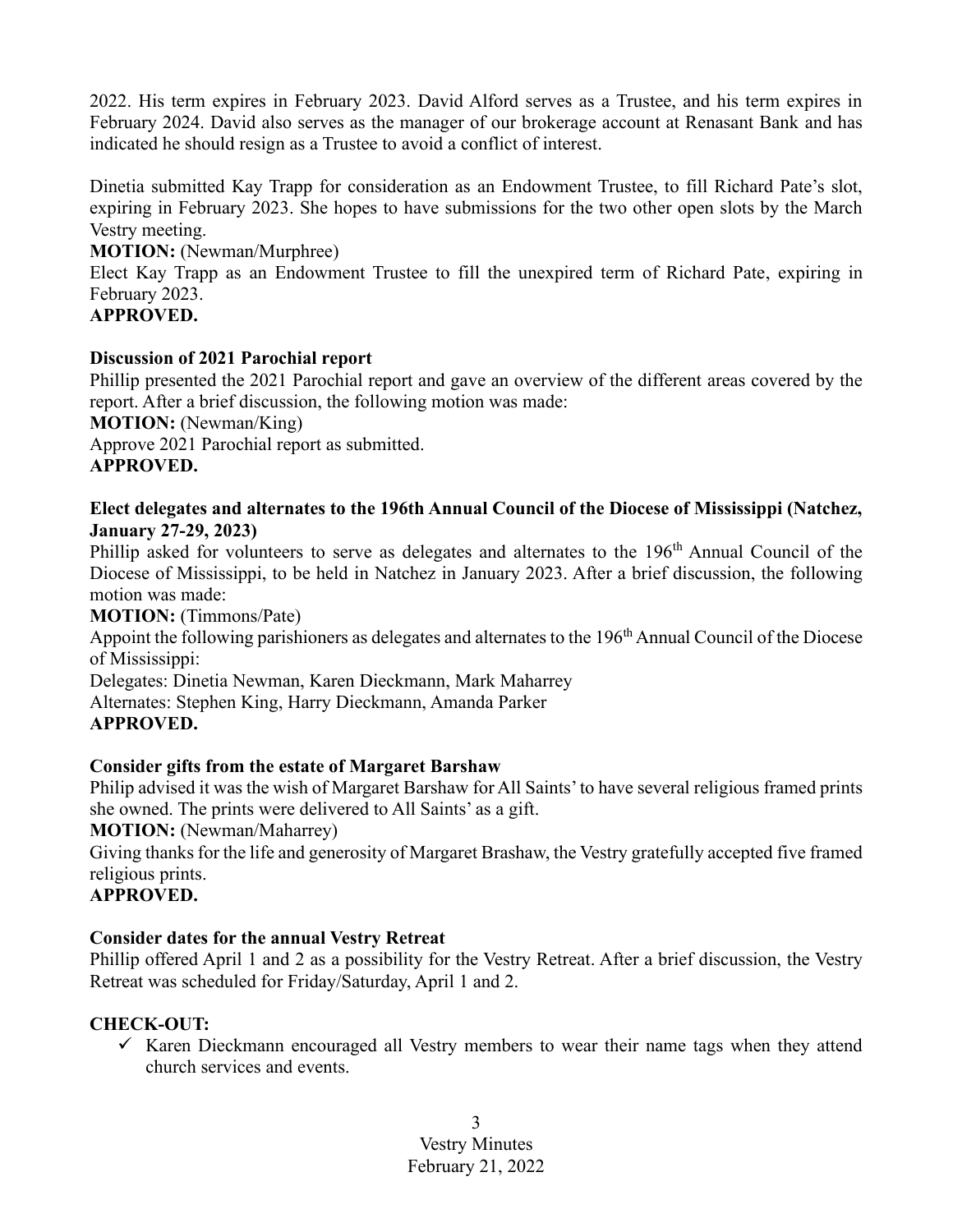2022. His term expires in February 2023. David Alford serves as a Trustee, and his term expires in February 2024. David also serves as the manager of our brokerage account at Renasant Bank and has indicated he should resign as a Trustee to avoid a conflict of interest.

Dinetia submitted Kay Trapp for consideration as an Endowment Trustee, to fill Richard Pate's slot, expiring in February 2023. She hopes to have submissions for the two other open slots by the March Vestry meeting.

**MOTION:** (Newman/Murphree)

Elect Kay Trapp as an Endowment Trustee to fill the unexpired term of Richard Pate, expiring in February 2023.

**APPROVED.**

**Discussion of 2021 Parochial report**

Phillip presented the 2021 Parochial report and gave an overview of the different areas covered by the report. After a brief discussion, the following motion was made:

**MOTION:** (Newman/King)

Approve 2021 Parochial report as submitted.

**APPROVED.**

**Elect delegates and alternates to the 196th Annual Council of the Diocese of Mississippi (Natchez, January 27-29, 2023)**

Phillip asked for volunteers to serve as delegates and alternates to the 196th Annual Council of the Diocese of Mississippi, to be held in Natchez in January 2023. After a brief discussion, the following motion was made:

**MOTION:** (Timmons/Pate)

Appoint the following parishioners as delegates and alternates to the 196th Annual Council of the Diocese of Mississippi:

Delegates: Dinetia Newman, Karen Dieckmann, Mark Maharrey

Alternates: Stephen King, Harry Dieckmann, Amanda Parker

**APPROVED.**

**Consider gifts from the estate of Margaret Barshaw**

Philip advised it was the wish of Margaret Barshaw for All Saints' to have several religious framed prints she owned. The prints were delivered to All Saints' as a gift.

**MOTION:** (Newman/Maharrey)

Giving thanks for the life and generosity of Margaret Brashaw, the Vestry gratefully accepted five framed religious prints.

**APPROVED.**

**Consider dates for the annual Vestry Retreat**

Phillip offered April 1 and 2 as a possibility for the Vestry Retreat. After a brief discussion, the Vestry Retreat was scheduled for Friday/Saturday, April 1 and 2.

**CHECK-OUT:**

- ✓ Karen Dieckmann encouraged all Vestry members to wear their name tags when they attend church services and events.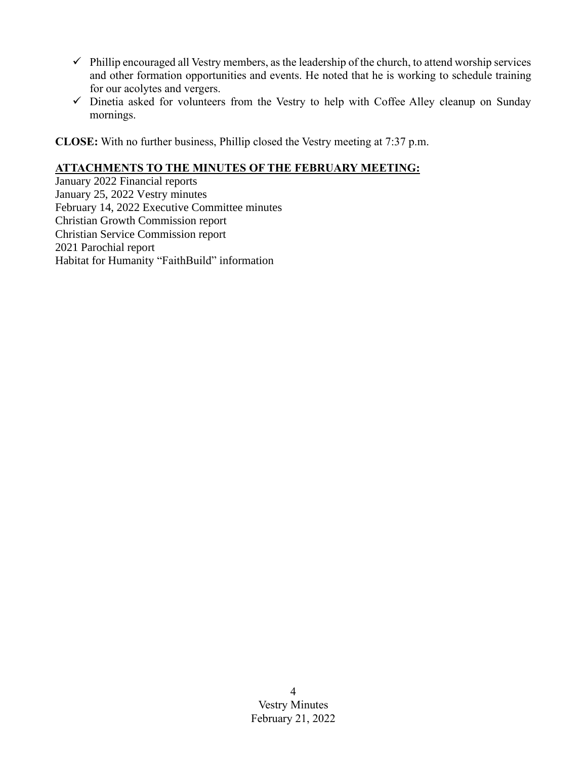- ✓ Phillip encouraged all Vestry members, as the leadership of the church, to attend worship services and other formation opportunities and events. He noted that he is working to schedule training for our acolytes and vergers.
- ✓ Dinetia asked for volunteers from the Vestry to help with Coffee Alley cleanup on Sunday mornings.

**CLOSE:** With no further business, Phillip closed the Vestry meeting at 7:37 p.m.

**ATTACHMENTS TO THE MINUTES OF THE FEBRUARY MEETING:**

January 2022 Financial reports
January 25, 2022 Vestry minutes
February 14, 2022 Executive Committee minutes
Christian Growth Commission report
Christian Service Commission report
2021 Parochial report
Habitat for Humanity "FaithBuild" information